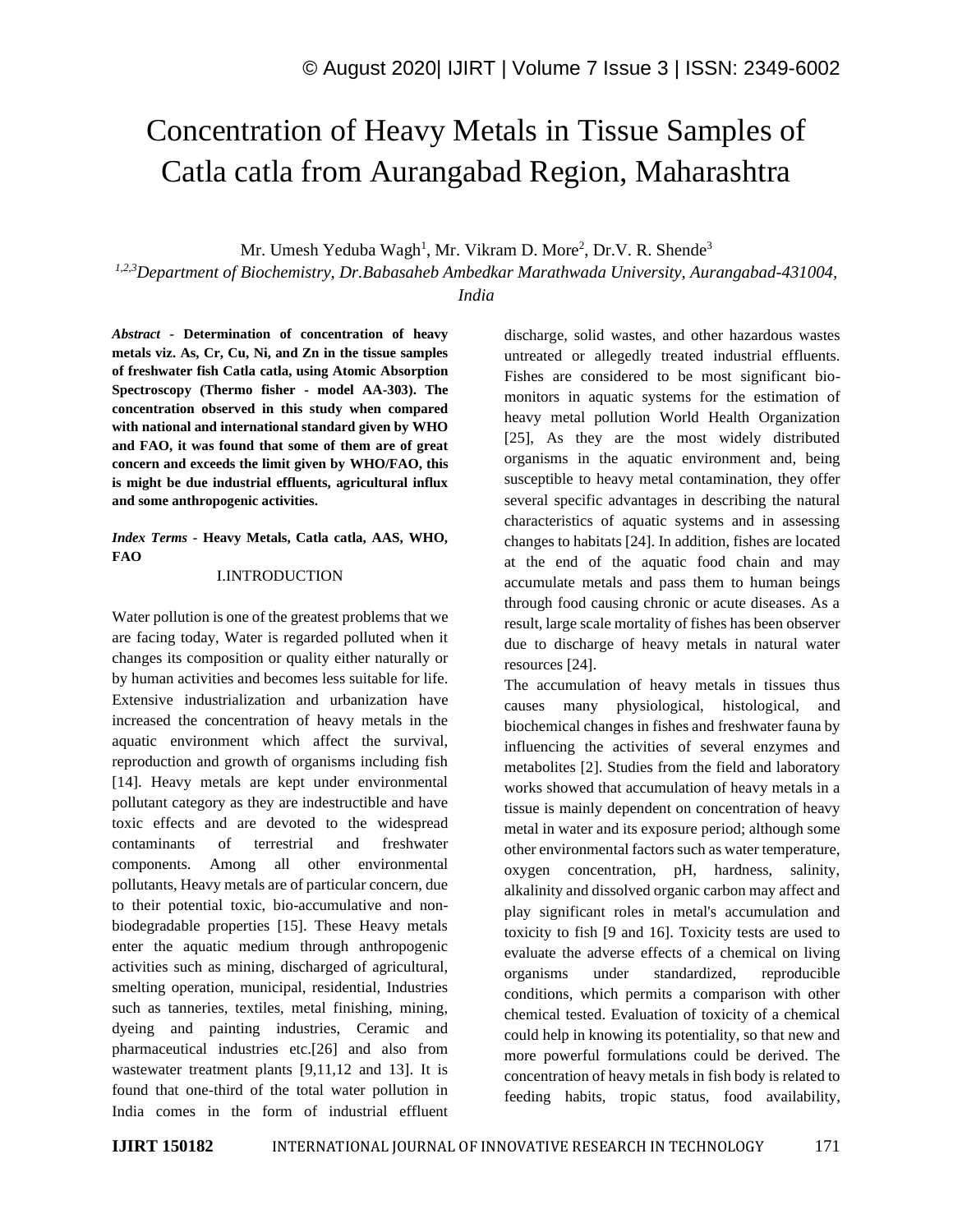# Concentration of Heavy Metals in Tissue Samples of Catla catla from Aurangabad Region, Maharashtra

Mr. Umesh Yeduba Wagh[1], Mr. Vikram D. More[2], Dr.V. R. Shende[3]

[1,2,3]*Department of Biochemistry, Dr.Babasaheb Ambedkar Marathwada University, Aurangabad-431004, India*

***Abstract*** **- Determination of concentration of heavy metals viz. As, Cr, Cu, Ni, and Zn in the tissue samples of freshwater fish Catla catla, using Atomic Absorption Spectroscopy (Thermo fisher - model AA-303). The concentration observed in this study when compared with national and international standard given by WHO and FAO, it was found that some of them are of great concern and exceeds the limit given by WHO/FAO, this is might be due industrial effluents, agricultural influx and some anthropogenic activities.**

***Index Terms*** **- Heavy Metals, Catla catla, AAS, WHO, FAO**

## I.INTRODUCTION

Water pollution is one of the greatest problems that we are facing today, Water is regarded polluted when it changes its composition or quality either naturally or by human activities and becomes less suitable for life. Extensive industrialization and urbanization have increased the concentration of heavy metals in the aquatic environment which affect the survival, reproduction and growth of organisms including fish [14]. Heavy metals are kept under environmental pollutant category as they are indestructible and have toxic effects and are devoted to the widespread contaminants of terrestrial and freshwater components. Among all other environmental pollutants, Heavy metals are of particular concern, due to their potential toxic, bio-accumulative and non-biodegradable properties [15]. These Heavy metals enter the aquatic medium through anthropogenic activities such as mining, discharged of agricultural, smelting operation, municipal, residential, Industries such as tanneries, textiles, metal finishing, mining, dyeing and painting industries, Ceramic and pharmaceutical industries etc.[26] and also from wastewater treatment plants [9,11,12 and 13]. It is found that one-third of the total water pollution in India comes in the form of industrial effluent discharge, solid wastes, and other hazardous wastes untreated or allegedly treated industrial effluents. Fishes are considered to be most significant bio-monitors in aquatic systems for the estimation of heavy metal pollution World Health Organization [25], As they are the most widely distributed organisms in the aquatic environment and, being susceptible to heavy metal contamination, they offer several specific advantages in describing the natural characteristics of aquatic systems and in assessing changes to habitats [24]. In addition, fishes are located at the end of the aquatic food chain and may accumulate metals and pass them to human beings through food causing chronic or acute diseases. As a result, large scale mortality of fishes has been observer due to discharge of heavy metals in natural water resources [24].

The accumulation of heavy metals in tissues thus causes many physiological, histological, and biochemical changes in fishes and freshwater fauna by influencing the activities of several enzymes and metabolites [2]. Studies from the field and laboratory works showed that accumulation of heavy metals in a tissue is mainly dependent on concentration of heavy metal in water and its exposure period; although some other environmental factors such as water temperature, oxygen concentration, pH, hardness, salinity, alkalinity and dissolved organic carbon may affect and play significant roles in metal's accumulation and toxicity to fish [9 and 16]. Toxicity tests are used to evaluate the adverse effects of a chemical on living organisms under standardized, reproducible conditions, which permits a comparison with other chemical tested. Evaluation of toxicity of a chemical could help in knowing its potentiality, so that new and more powerful formulations could be derived. The concentration of heavy metals in fish body is related to feeding habits, tropic status, food availability,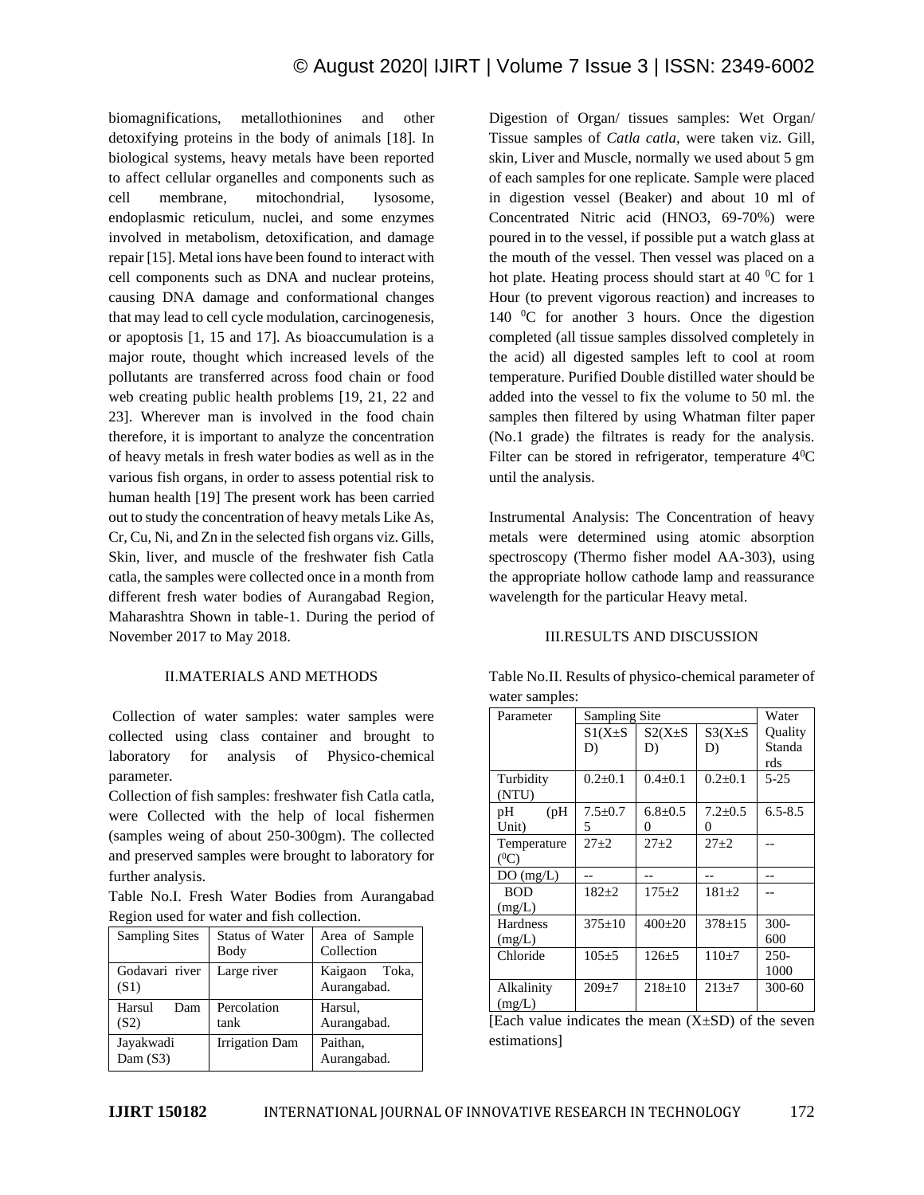biomagnifications, metallothionines and other detoxifying proteins in the body of animals [18]. In biological systems, heavy metals have been reported to affect cellular organelles and components such as cell membrane, mitochondrial, lysosome, endoplasmic reticulum, nuclei, and some enzymes involved in metabolism, detoxification, and damage repair [15]. Metal ions have been found to interact with cell components such as DNA and nuclear proteins, causing DNA damage and conformational changes that may lead to cell cycle modulation, carcinogenesis, or apoptosis [1, 15 and 17]. As bioaccumulation is a major route, thought which increased levels of the pollutants are transferred across food chain or food web creating public health problems [19, 21, 22 and 23]. Wherever man is involved in the food chain therefore, it is important to analyze the concentration of heavy metals in fresh water bodies as well as in the various fish organs, in order to assess potential risk to human health [19] The present work has been carried out to study the concentration of heavy metals Like As, Cr, Cu, Ni, and Zn in the selected fish organs viz. Gills, Skin, liver, and muscle of the freshwater fish Catla catla, the samples were collected once in a month from different fresh water bodies of Aurangabad Region, Maharashtra Shown in table-1. During the period of November 2017 to May 2018.

## II.MATERIALS AND METHODS

Collection of water samples: water samples were collected using class container and brought to laboratory for analysis of Physico-chemical parameter.

Collection of fish samples: freshwater fish Catla catla, were Collected with the help of local fishermen (samples weing of about 250-300gm). The collected and preserved samples were brought to laboratory for further analysis.

Table No.I. Fresh Water Bodies from Aurangabad Region used for water and fish collection.

| Sampling Sites | Status of Water Body | Area of Sample Collection |
|---|---|---|
| Godavari river (S1) | Large river | Kaigaon Toka, Aurangabad. |
| Harsul Dam (S2) | Percolation tank | Harsul, Aurangabad. |
| Jayakwadi Dam (S3) | Irrigation Dam | Paithan, Aurangabad. |

Digestion of Organ/ tissues samples: Wet Organ/ Tissue samples of *Catla catla,* were taken viz. Gill, skin, Liver and Muscle, normally we used about 5 gm of each samples for one replicate. Sample were placed in digestion vessel (Beaker) and about 10 ml of Concentrated Nitric acid ($HNO_3$, 69-70%) were poured in to the vessel, if possible put a watch glass at the mouth of the vessel. Then vessel was placed on a hot plate. Heating process should start at 40 $^0$C for 1 Hour (to prevent vigorous reaction) and increases to 140 $^0$C for another 3 hours. Once the digestion completed (all tissue samples dissolved completely in the acid) all digested samples left to cool at room temperature. Purified Double distilled water should be added into the vessel to fix the volume to 50 ml. the samples then filtered by using Whatman filter paper (No.1 grade) the filtrates is ready for the analysis. Filter can be stored in refrigerator, temperature 4$^0$C until the analysis.

Instrumental Analysis: The Concentration of heavy metals were determined using atomic absorption spectroscopy (Thermo fisher model AA-303), using the appropriate hollow cathode lamp and reassurance wavelength for the particular Heavy metal.

## III.RESULTS AND DISCUSSION

Table No.II. Results of physico-chemical parameter of water samples:

| Parameter | Sampling Site | | | Water Quality Standards |
|---|---|---|---|---|
| | S1(X±SD) | S2(X±SD) | S3(X±SD) | |
| Turbidity (NTU) | 0.2±0.1 | 0.4±0.1 | 0.2±0.1 | 5-25 |
| pH (pH Unit) | 7.5±0.75 | 6.8±0.50 | 7.2±0.50 | 6.5-8.5 |
| Temperature ($^0$C) | 27±2 | 27±2 | 27±2 | -- |
| DO (mg/L) | -- | -- | -- | -- |
| BOD (mg/L) | 182±2 | 175±2 | 181±2 | -- |
| Hardness (mg/L) | 375±10 | 400±20 | 378±15 | 300-600 |
| Chloride | 105±5 | 126±5 | 110±7 | 250-1000 |
| Alkalinity (mg/L) | 209±7 | 218±10 | 213±7 | 300-60 |

[Each value indicates the mean (X±SD) of the seven estimations]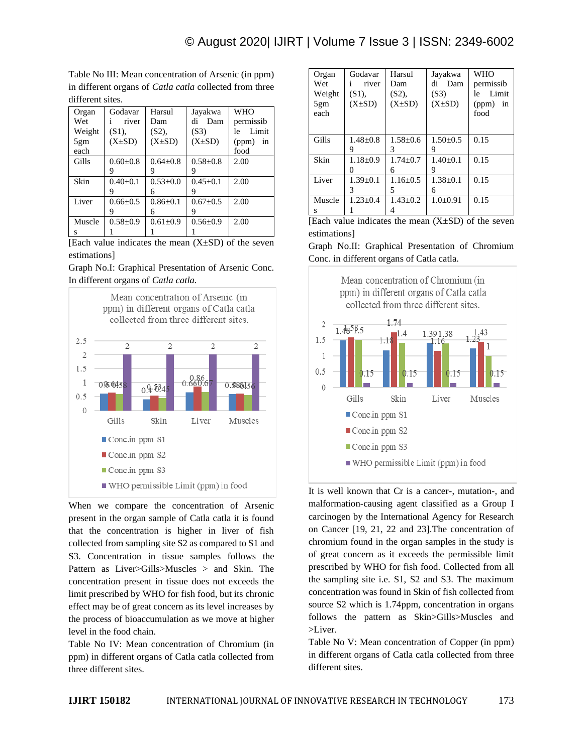Table No III: Mean concentration of Arsenic (in ppm) in different organs of *Catla catla* collected from three different sites.

| Organ Wet Weight 5gm each | Godavari river (S1), (X±SD) | Harsul Dam (S2), (X±SD) | Jayakwadi Dam (S3) (X±SD) | WHO permissible Limit (ppm) in food |
|---|---|---|---|---|
| Gills | 0.60±0.89 | 0.64±0.89 | 0.58±0.89 | 2.00 |
| Skin | 0.40±0.19 | 0.53±0.06 | 0.45±0.19 | 2.00 |
| Liver | 0.66±0.59 | 0.86±0.16 | 0.67±0.59 | 2.00 |
| Muscles | 0.58±0.91 | 0.61±0.91 | 0.56±0.91 | 2.00 |

[Each value indicates the mean (X±SD) of the seven estimations]

Graph No.I: Graphical Presentation of Arsenic Conc. In different organs of *Catla catla.*

When we compare the concentration of Arsenic present in the organ sample of Catla catla it is found that the concentration is higher in liver of fish collected from sampling site S2 as compared to S1 and S3. Concentration in tissue samples follows the Pattern as Liver>Gills>Muscles > and Skin. The concentration present in tissue does not exceeds the limit prescribed by WHO for fish food, but its chronic effect may be of great concern as its level increases by the process of bioaccumulation as we move at higher level in the food chain.

Table No IV: Mean concentration of Chromium (in ppm) in different organs of Catla catla collected from three different sites.

| Organ Wet Weight 5gm each | Godavari river (S1), (X±SD) | Harsul Dam (S2), (X±SD) | Jayakwadi Dam (S3) (X±SD) | WHO permissible Limit (ppm) in food |
|---|---|---|---|---|
| Gills | 1.48±0.89 | 1.58±0.63 | 1.50±0.59 | 0.15 |
| Skin | 1.18±0.90 | 1.74±0.76 | 1.40±0.19 | 0.15 |
| Liver | 1.39±0.13 | 1.16±0.55 | 1.38±0.16 | 0.15 |
| Muscles | 1.23±0.41 | 1.43±0.24 | 1.0±0.91 | 0.15 |

[Each value indicates the mean (X±SD) of the seven estimations]

Graph No.II: Graphical Presentation of Chromium Conc. in different organs of Catla catla.

It is well known that Cr is a cancer-, mutation-, and malformation-causing agent classified as a Group I carcinogen by the International Agency for Research on Cancer [19, 21, 22 and 23].The concentration of chromium found in the organ samples in the study is of great concern as it exceeds the permissible limit prescribed by WHO for fish food. Collected from all the sampling site i.e. S1, S2 and S3. The maximum concentration was found in Skin of fish collected from source S2 which is 1.74ppm, concentration in organs follows the pattern as Skin>Gills>Muscles and >Liver.

Table No V: Mean concentration of Copper (in ppm) in different organs of Catla catla collected from three different sites.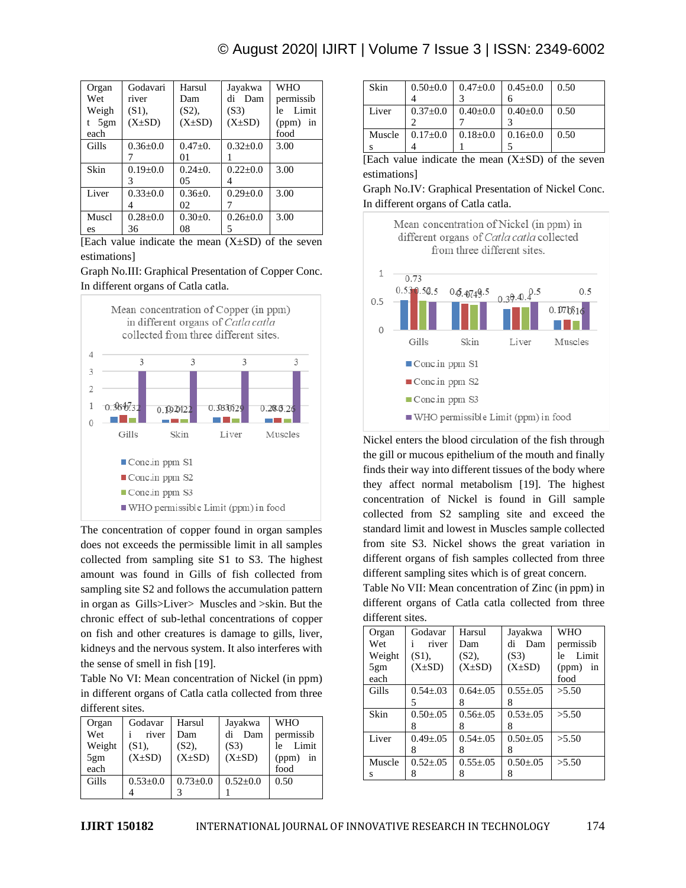| Organ Wet Weight 5gm each | Godavari river (S1), (X±SD) | Harsul Dam (S2), (X±SD) | Jayakwadi Dam (S3) (X±SD) | WHO permissible Limit (ppm) in food |
|---|---|---|---|---|
| Gills | 0.36±0.07 | 0.47±0.01 | 0.32±0.01 | 3.00 |
| Skin | 0.19±0.03 | 0.24±0.05 | 0.22±0.04 | 3.00 |
| Liver | 0.33±0.04 | 0.36±0.02 | 0.29±0.07 | 3.00 |
| Muscles | 0.28±0.036 | 0.30±0.08 | 0.26±0.05 | 3.00 |

[Each value indicate the mean (X±SD) of the seven estimations]

Graph No.III: Graphical Presentation of Copper Conc. In different organs of Catla catla.

Mean concentration of Copper (in ppm) in different organs of *Catla catla* collected from three different sites.

The concentration of copper found in organ samples does not exceeds the permissible limit in all samples collected from sampling site S1 to S3. The highest amount was found in Gills of fish collected from sampling site S2 and follows the accumulation pattern in organ as Gills>Liver> Muscles and >skin. But the chronic effect of sub-lethal concentrations of copper on fish and other creatures is damage to gills, liver, kidneys and the nervous system. It also interferes with the sense of smell in fish [19].

Table No VI: Mean concentration of Nickel (in ppm) in different organs of Catla catla collected from three different sites.

| Organ Wet Weight 5gm each | Godavari river (S1), (X±SD) | Harsul Dam (S2), (X±SD) | Jayakwadi Dam (S3) (X±SD) | WHO permissible Limit (ppm) in food |
|---|---|---|---|---|
| Gills | 0.53±0.04 | 0.73±0.03 | 0.52±0.01 | 0.50 |
| Skin | 0.50±0.04 | 0.47±0.03 | 0.45±0.06 | 0.50 |
| Liver | 0.37±0.02 | 0.40±0.07 | 0.40±0.03 | 0.50 |
| Muscles | 0.17±0.04 | 0.18±0.01 | 0.16±0.05 | 0.50 |

[Each value indicate the mean (X±SD) of the seven estimations]

Graph No.IV: Graphical Presentation of Nickel Conc. In different organs of Catla catla.

Mean concentration of Nickel (in ppm) in different organs of *Catla catla* collected from three different sites.

Nickel enters the blood circulation of the fish through the gill or mucous epithelium of the mouth and finally finds their way into different tissues of the body where they affect normal metabolism [19]. The highest concentration of Nickel is found in Gill sample collected from S2 sampling site and exceed the standard limit and lowest in Muscles sample collected from site S3. Nickel shows the great variation in different organs of fish samples collected from three different sampling sites which is of great concern.

Table No VII: Mean concentration of Zinc (in ppm) in different organs of Catla catla collected from three different sites.

| Organ Wet Weight 5gm each | Godavari river (S1), (X±SD) | Harsul Dam (S2), (X±SD) | Jayakwadi Dam (S3) (X±SD) | WHO permissible Limit (ppm) in food |
|---|---|---|---|---|
| Gills | 0.54±.035 | 0.64±.058 | 0.55±.058 | >5.50 |
| Skin | 0.50±.058 | 0.56±.058 | 0.53±.058 | >5.50 |
| Liver | 0.49±.058 | 0.54±.058 | 0.50±.058 | >5.50 |
| Muscles | 0.52±.058 | 0.55±.058 | 0.50±.058 | >5.50 |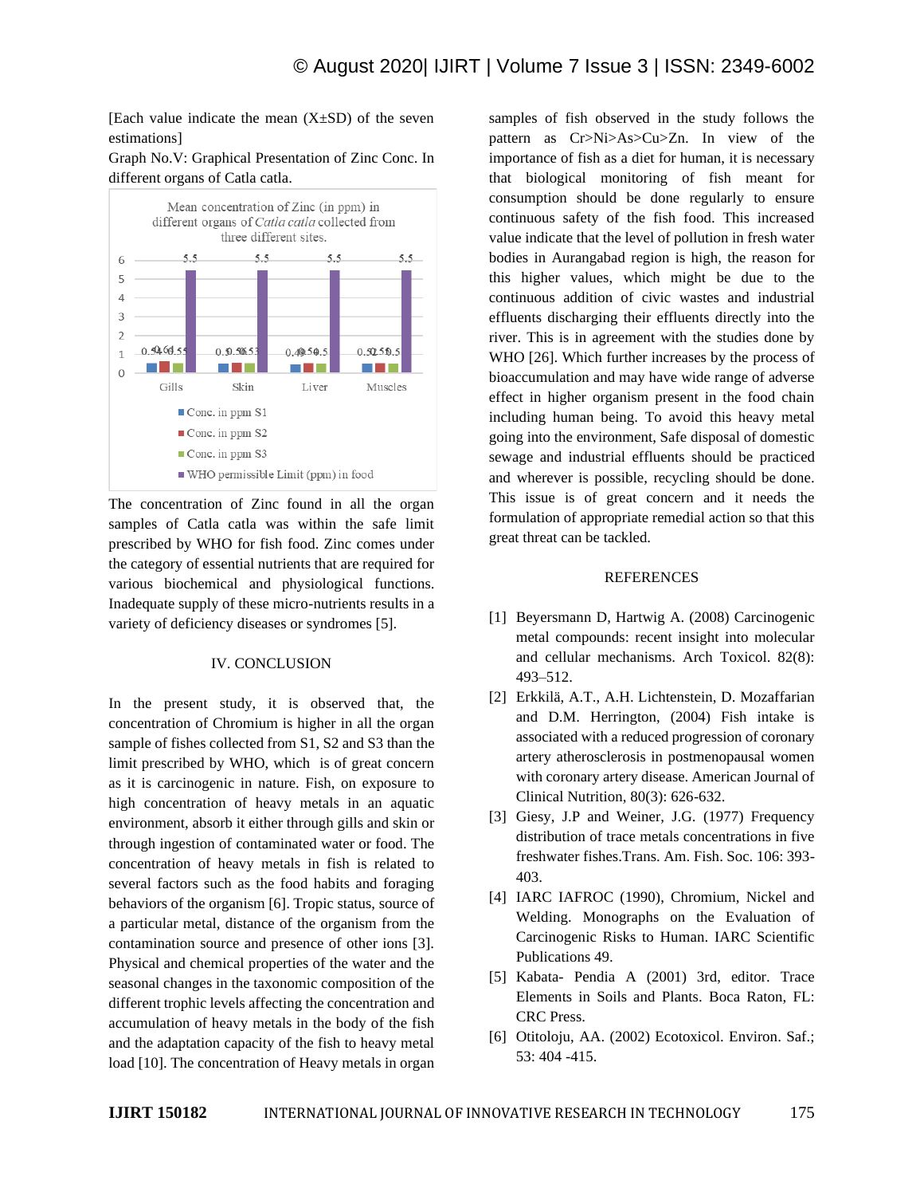[Each value indicate the mean (X±SD) of the seven estimations]

Graph No.V: Graphical Presentation of Zinc Conc. In different organs of Catla catla.

Mean concentration of Zinc (in ppm) in different organs of *Catla catla* collected from three different sites.

The concentration of Zinc found in all the organ samples of Catla catla was within the safe limit prescribed by WHO for fish food. Zinc comes under the category of essential nutrients that are required for various biochemical and physiological functions. Inadequate supply of these micro-nutrients results in a variety of deficiency diseases or syndromes [5].

## IV. CONCLUSION

In the present study, it is observed that, the concentration of Chromium is higher in all the organ sample of fishes collected from S1, S2 and S3 than the limit prescribed by WHO, which is of great concern as it is carcinogenic in nature. Fish, on exposure to high concentration of heavy metals in an aquatic environment, absorb it either through gills and skin or through ingestion of contaminated water or food. The concentration of heavy metals in fish is related to several factors such as the food habits and foraging behaviors of the organism [6]. Tropic status, source of a particular metal, distance of the organism from the contamination source and presence of other ions [3]. Physical and chemical properties of the water and the seasonal changes in the taxonomic composition of the different trophic levels affecting the concentration and accumulation of heavy metals in the body of the fish and the adaptation capacity of the fish to heavy metal load [10]. The concentration of Heavy metals in organ samples of fish observed in the study follows the pattern as Cr>Ni>As>Cu>Zn. In view of the importance of fish as a diet for human, it is necessary that biological monitoring of fish meant for consumption should be done regularly to ensure continuous safety of the fish food. This increased value indicate that the level of pollution in fresh water bodies in Aurangabad region is high, the reason for this higher values, which might be due to the continuous addition of civic wastes and industrial effluents discharging their effluents directly into the river. This is in agreement with the studies done by WHO [26]. Which further increases by the process of bioaccumulation and may have wide range of adverse effect in higher organism present in the food chain including human being. To avoid this heavy metal going into the environment, Safe disposal of domestic sewage and industrial effluents should be practiced and wherever is possible, recycling should be done. This issue is of great concern and it needs the formulation of appropriate remedial action so that this great threat can be tackled.

## REFERENCES

[1] Beyersmann D, Hartwig A. (2008) Carcinogenic metal compounds: recent insight into molecular and cellular mechanisms. Arch Toxicol. 82(8): 493–512.

[2] Erkkilä, A.T., A.H. Lichtenstein, D. Mozaffarian and D.M. Herrington, (2004) Fish intake is associated with a reduced progression of coronary artery atherosclerosis in postmenopausal women with coronary artery disease. American Journal of Clinical Nutrition, 80(3): 626-632.

[3] Giesy, J.P and Weiner, J.G. (1977) Frequency distribution of trace metals concentrations in five freshwater fishes.Trans. Am. Fish. Soc. 106: 393-403.

[4] IARC IAFROC (1990), Chromium, Nickel and Welding. Monographs on the Evaluation of Carcinogenic Risks to Human. IARC Scientific Publications 49.

[5] Kabata- Pendia A (2001) 3rd, editor. Trace Elements in Soils and Plants. Boca Raton, FL: CRC Press.

[6] Otitoloju, AA. (2002) Ecotoxicol. Environ. Saf.; 53: 404 -415.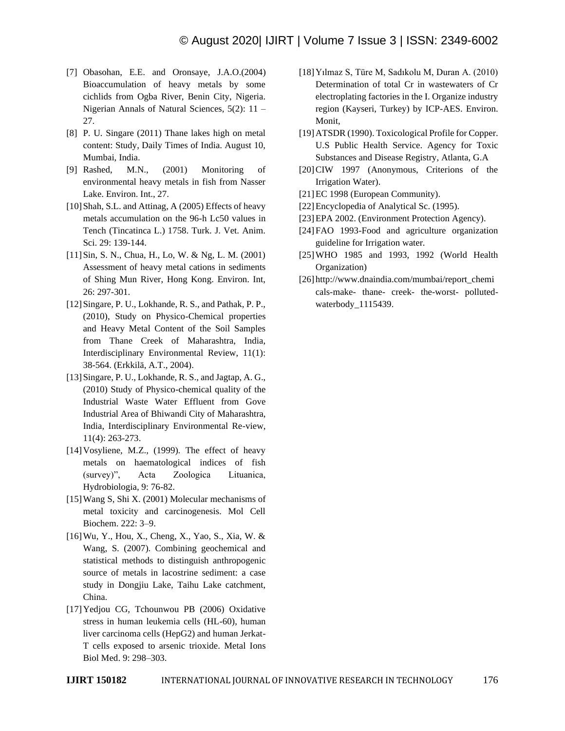[7] Obasohan, E.E. and Oronsaye, J.A.O.(2004) Bioaccumulation of heavy metals by some cichlids from Ogba River, Benin City, Nigeria. Nigerian Annals of Natural Sciences, 5(2): 11 – 27.

[8] P. U. Singare (2011) Thane lakes high on metal content: Study, Daily Times of India. August 10, Mumbai, India.

[9] Rashed, M.N., (2001) Monitoring of environmental heavy metals in fish from Nasser Lake. Environ. Int., 27.

[10] Shah, S.L. and Attinag, A (2005) Effects of heavy metals accumulation on the 96-h Lc50 values in Tench (Tincatinca L.) 1758. Turk. J. Vet. Anim. Sci. 29: 139-144.

[11] Sin, S. N., Chua, H., Lo, W. & Ng, L. M. (2001) Assessment of heavy metal cations in sediments of Shing Mun River, Hong Kong. Environ. Int, 26: 297-301.

[12] Singare, P. U., Lokhande, R. S., and Pathak, P. P., (2010), Study on Physico-Chemical properties and Heavy Metal Content of the Soil Samples from Thane Creek of Maharashtra, India, Interdisciplinary Environmental Review, 11(1): 38-564. (Erkkilä, A.T., 2004).

[13] Singare, P. U., Lokhande, R. S., and Jagtap, A. G., (2010) Study of Physico-chemical quality of the Industrial Waste Water Effluent from Gove Industrial Area of Bhiwandi City of Maharashtra, India, Interdisciplinary Environmental Re-view, 11(4): 263-273.

[14] Vosyliene, M.Z., (1999). The effect of heavy metals on haematological indices of fish (survey)", Acta Zoologica Lituanica, Hydrobiologia, 9: 76-82.

[15] Wang S, Shi X. (2001) Molecular mechanisms of metal toxicity and carcinogenesis. Mol Cell Biochem. 222: 3–9.

[16] Wu, Y., Hou, X., Cheng, X., Yao, S., Xia, W. & Wang, S. (2007). Combining geochemical and statistical methods to distinguish anthropogenic source of metals in lacostrine sediment: a case study in Dongjiu Lake, Taihu Lake catchment, China.

[17] Yedjou CG, Tchounwou PB (2006) Oxidative stress in human leukemia cells (HL-60), human liver carcinoma cells (HepG2) and human Jerkat-T cells exposed to arsenic trioxide. Metal Ions Biol Med. 9: 298–303.

[18] Yılmaz S, Türe M, Sadıkolu M, Duran A. (2010) Determination of total Cr in wastewaters of Cr electroplating factories in the I. Organize industry region (Kayseri, Turkey) by ICP-AES. Environ. Monit,

[19] ATSDR (1990). Toxicological Profile for Copper. U.S Public Health Service. Agency for Toxic Substances and Disease Registry, Atlanta, G.A

[20] CIW 1997 (Anonymous, Criterions of the Irrigation Water).

[21] EC 1998 (European Community).

[22] Encyclopedia of Analytical Sc. (1995).

[23] EPA 2002. (Environment Protection Agency).

[24] FAO 1993-Food and agriculture organization guideline for Irrigation water.

[25] WHO 1985 and 1993, 1992 (World Health Organization)

[26] http://www.dnaindia.com/mumbai/report_chemicals-make- thane- creek- the-worst- polluted-waterbody_1115439.